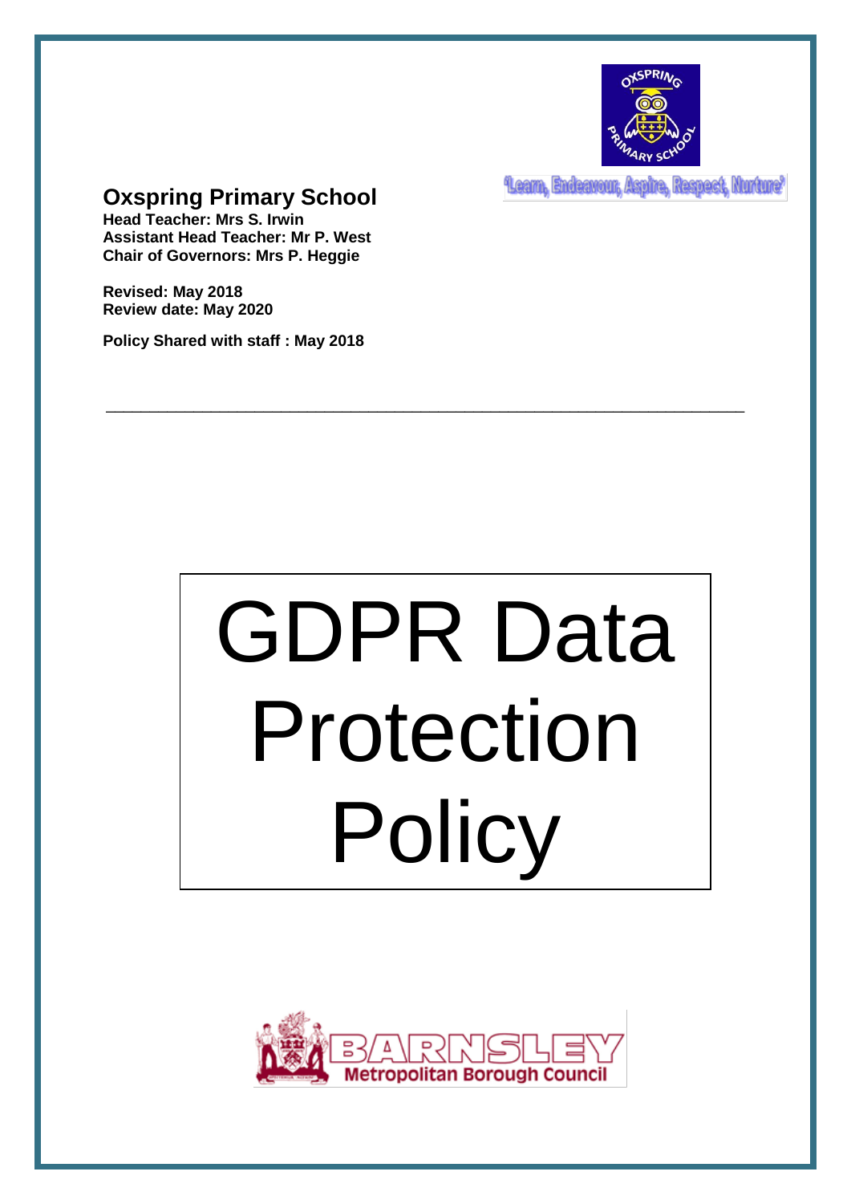'Learn, Endeavour, Aspire, Respect, Nurture'

## Oxspring Primary School

**Head Teacher: Mrs S. Irwin**
**Assistant Head Teacher: Mr P. West**
**Chair of Governors: Mrs P. Heggie**

**Revised: May 2018**
**Review date: May 2020**

**Policy Shared with staff : May 2018**

---

# GDPR Data Protection Policy

Barnsley Metropolitan Borough Council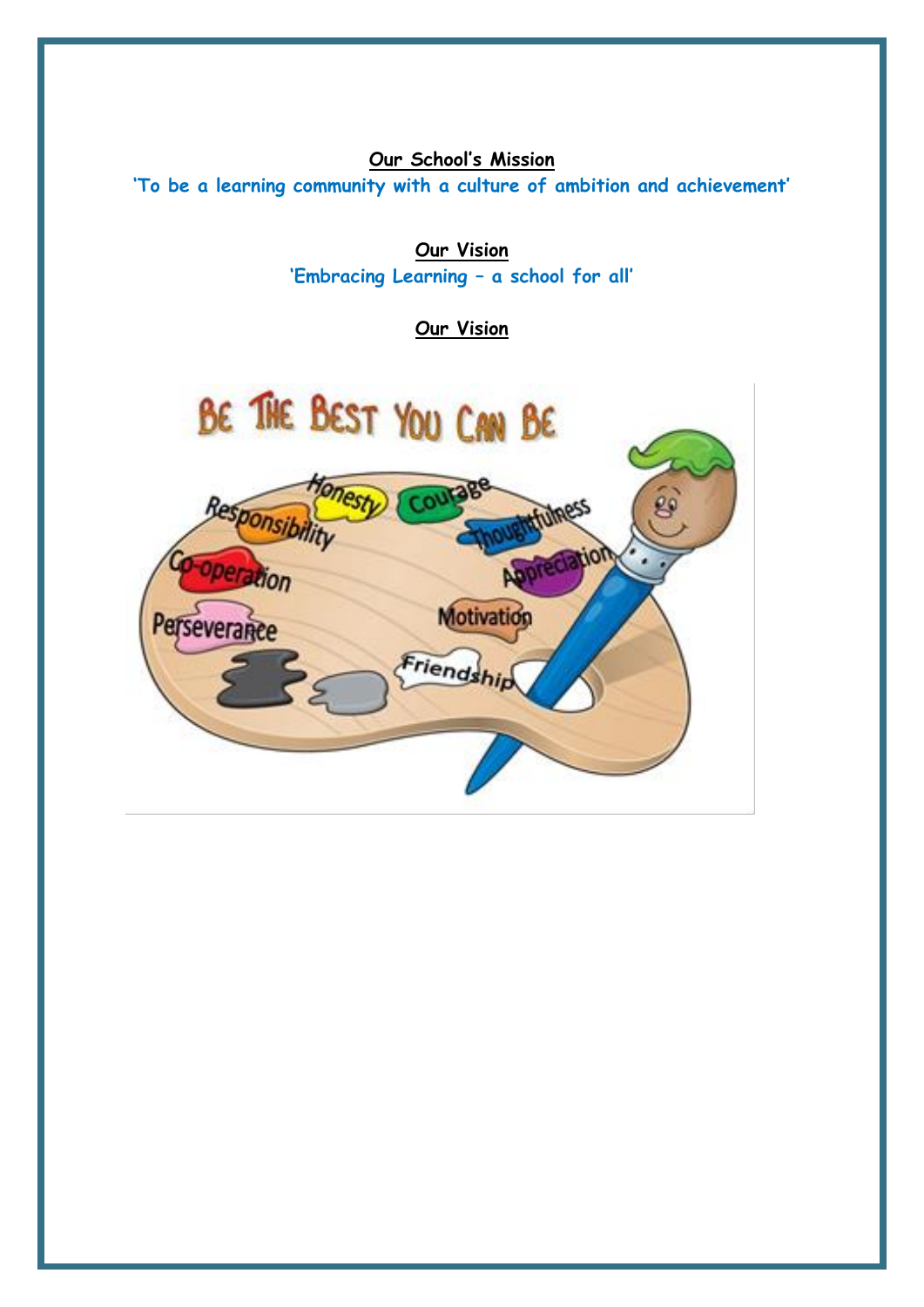**Our School's Mission**

'To be a learning community with a culture of ambition and achievement'

**Our Vision**

'Embracing Learning – a school for all'

**Our Vision**

BE THE BEST YOU CAN BE

Honesty

Courage

Responsibility

Thoughtfulness

Co-operation

Appreciation

Perseverance

Motivation

Friendship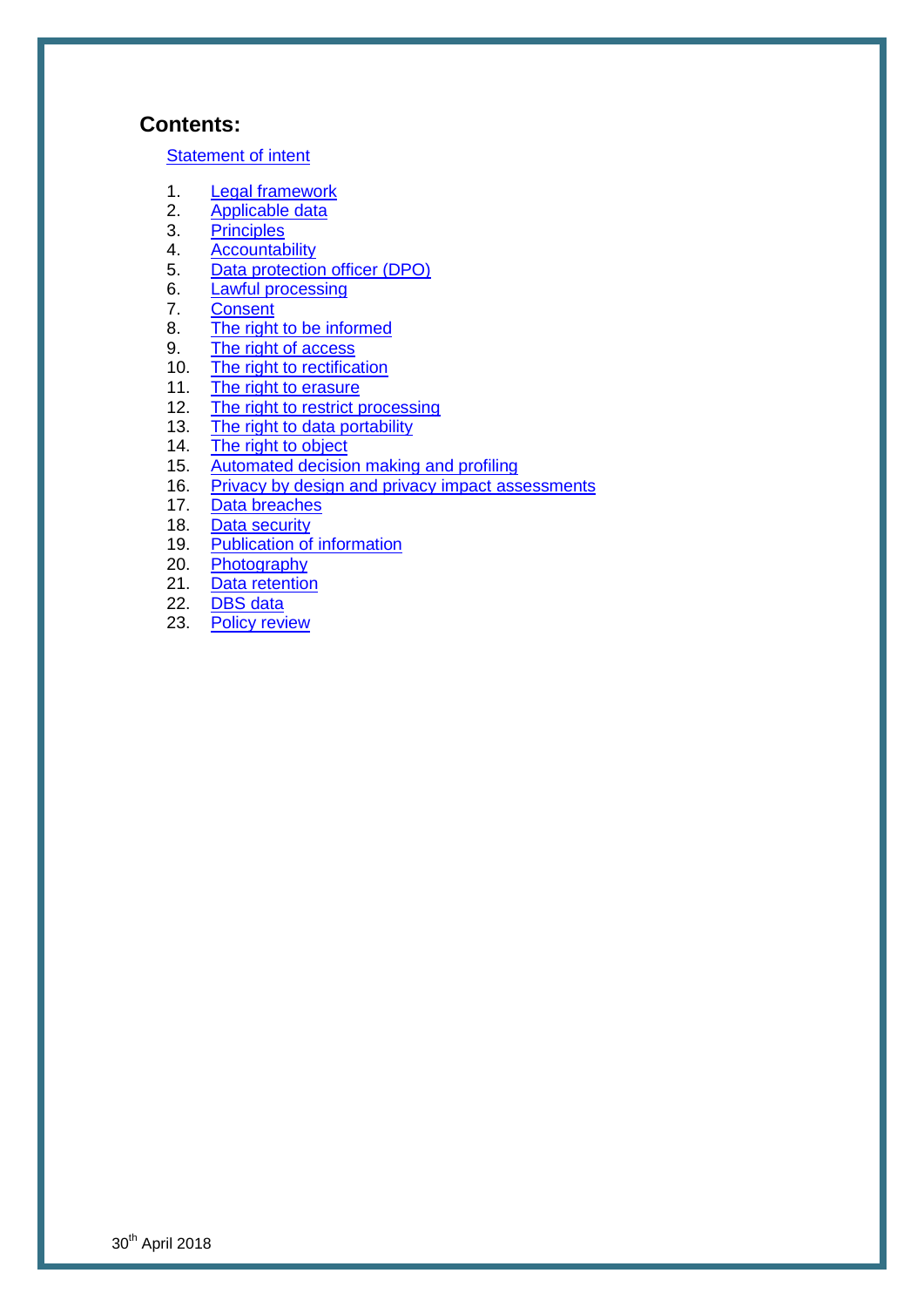## Contents:

Statement of intent

1. Legal framework
2. Applicable data
3. Principles
4. Accountability
5. Data protection officer (DPO)
6. Lawful processing
7. Consent
8. The right to be informed
9. The right of access
10. The right to rectification
11. The right to erasure
12. The right to restrict processing
13. The right to data portability
14. The right to object
15. Automated decision making and profiling
16. Privacy by design and privacy impact assessments
17. Data breaches
18. Data security
19. Publication of information
20. Photography
21. Data retention
22. DBS data
23. Policy review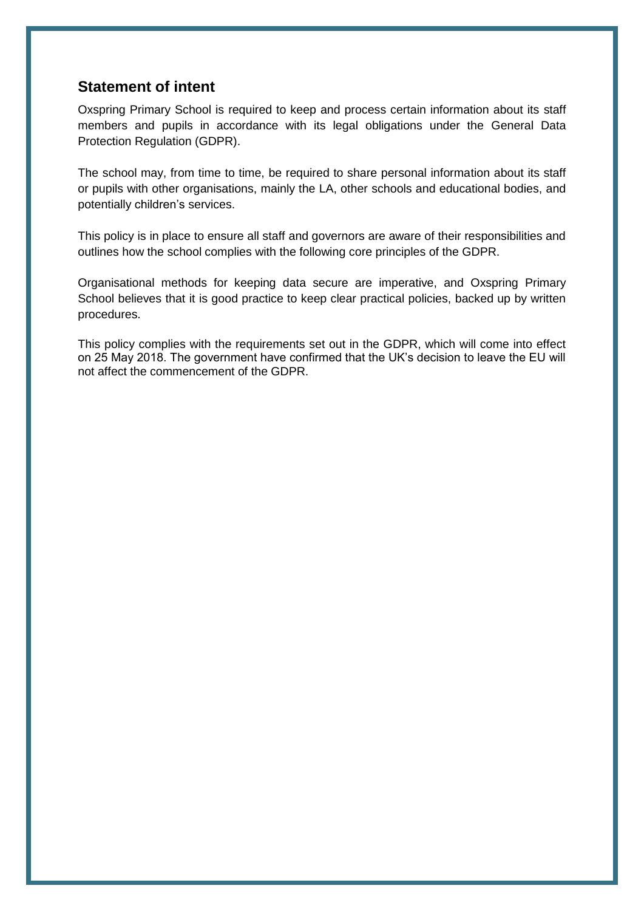## Statement of intent

Oxspring Primary School is required to keep and process certain information about its staff members and pupils in accordance with its legal obligations under the General Data Protection Regulation (GDPR).

The school may, from time to time, be required to share personal information about its staff or pupils with other organisations, mainly the LA, other schools and educational bodies, and potentially children's services.

This policy is in place to ensure all staff and governors are aware of their responsibilities and outlines how the school complies with the following core principles of the GDPR.

Organisational methods for keeping data secure are imperative, and Oxspring Primary School believes that it is good practice to keep clear practical policies, backed up by written procedures.

This policy complies with the requirements set out in the GDPR, which will come into effect on 25 May 2018. The government have confirmed that the UK's decision to leave the EU will not affect the commencement of the GDPR.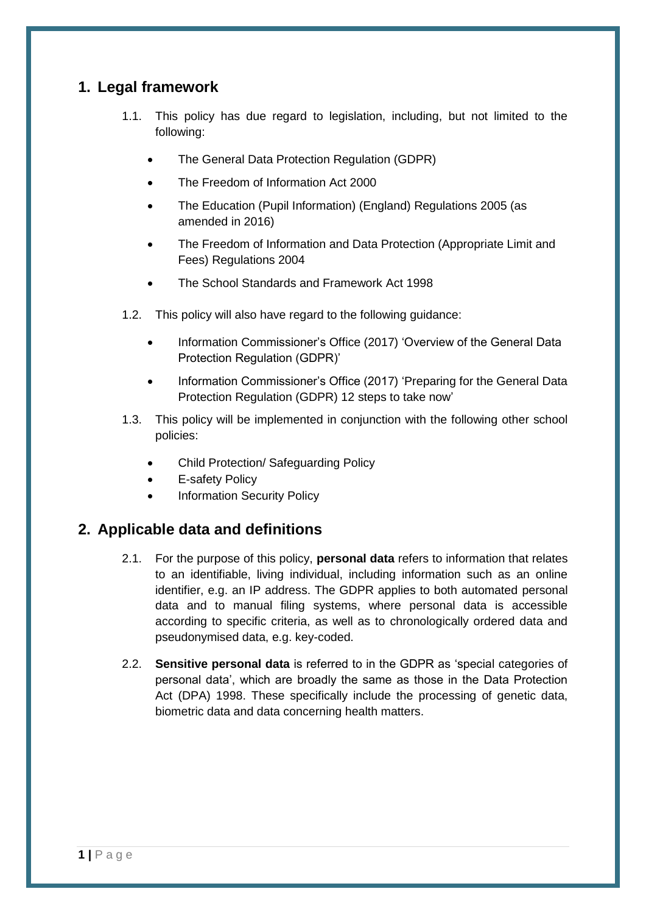## 1. Legal framework

1.1. This policy has due regard to legislation, including, but not limited to the following:

- The General Data Protection Regulation (GDPR)
- The Freedom of Information Act 2000
- The Education (Pupil Information) (England) Regulations 2005 (as amended in 2016)
- The Freedom of Information and Data Protection (Appropriate Limit and Fees) Regulations 2004
- The School Standards and Framework Act 1998

1.2. This policy will also have regard to the following guidance:

- Information Commissioner's Office (2017) 'Overview of the General Data Protection Regulation (GDPR)'
- Information Commissioner's Office (2017) 'Preparing for the General Data Protection Regulation (GDPR) 12 steps to take now'

1.3. This policy will be implemented in conjunction with the following other school policies:

- Child Protection/ Safeguarding Policy
- E-safety Policy
- Information Security Policy

## 2. Applicable data and definitions

2.1. For the purpose of this policy, **personal data** refers to information that relates to an identifiable, living individual, including information such as an online identifier, e.g. an IP address. The GDPR applies to both automated personal data and to manual filing systems, where personal data is accessible according to specific criteria, as well as to chronologically ordered data and pseudonymised data, e.g. key-coded.

2.2. **Sensitive personal data** is referred to in the GDPR as 'special categories of personal data', which are broadly the same as those in the Data Protection Act (DPA) 1998. These specifically include the processing of genetic data, biometric data and data concerning health matters.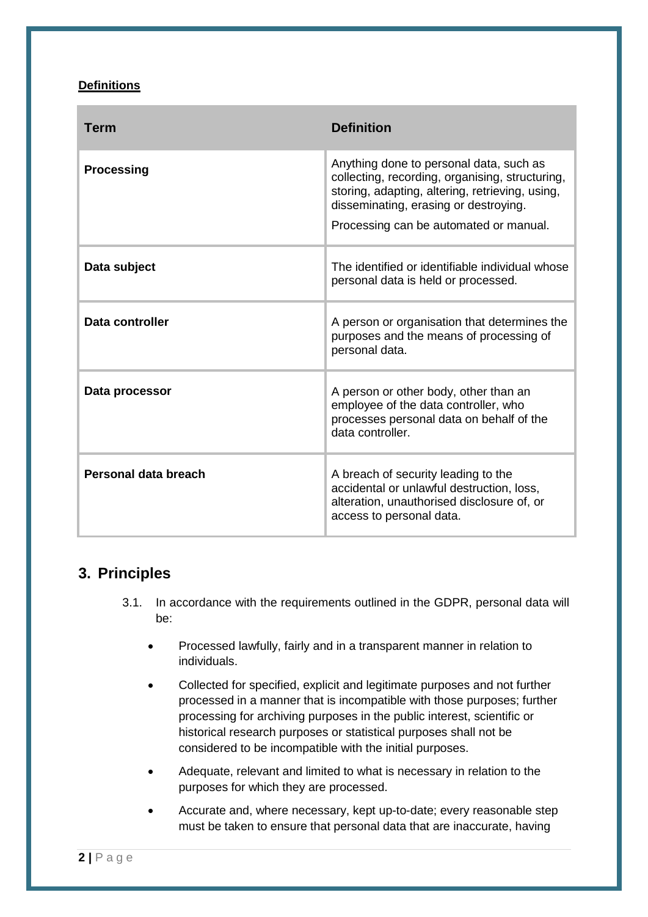**Definitions**

| Term | Definition |
|---|---|
| **Processing** | Anything done to personal data, such as collecting, recording, organising, structuring, storing, adapting, altering, retrieving, using, disseminating, erasing or destroying.<br><br>Processing can be automated or manual. |
| **Data subject** | The identified or identifiable individual whose personal data is held or processed. |
| **Data controller** | A person or organisation that determines the purposes and the means of processing of personal data. |
| **Data processor** | A person or other body, other than an employee of the data controller, who processes personal data on behalf of the data controller. |
| **Personal data breach** | A breach of security leading to the accidental or unlawful destruction, loss, alteration, unauthorised disclosure of, or access to personal data. |

## 3. Principles

3.1. In accordance with the requirements outlined in the GDPR, personal data will be:

- Processed lawfully, fairly and in a transparent manner in relation to individuals.
- Collected for specified, explicit and legitimate purposes and not further processed in a manner that is incompatible with those purposes; further processing for archiving purposes in the public interest, scientific or historical research purposes or statistical purposes shall not be considered to be incompatible with the initial purposes.
- Adequate, relevant and limited to what is necessary in relation to the purposes for which they are processed.
- Accurate and, where necessary, kept up-to-date; every reasonable step must be taken to ensure that personal data that are inaccurate, having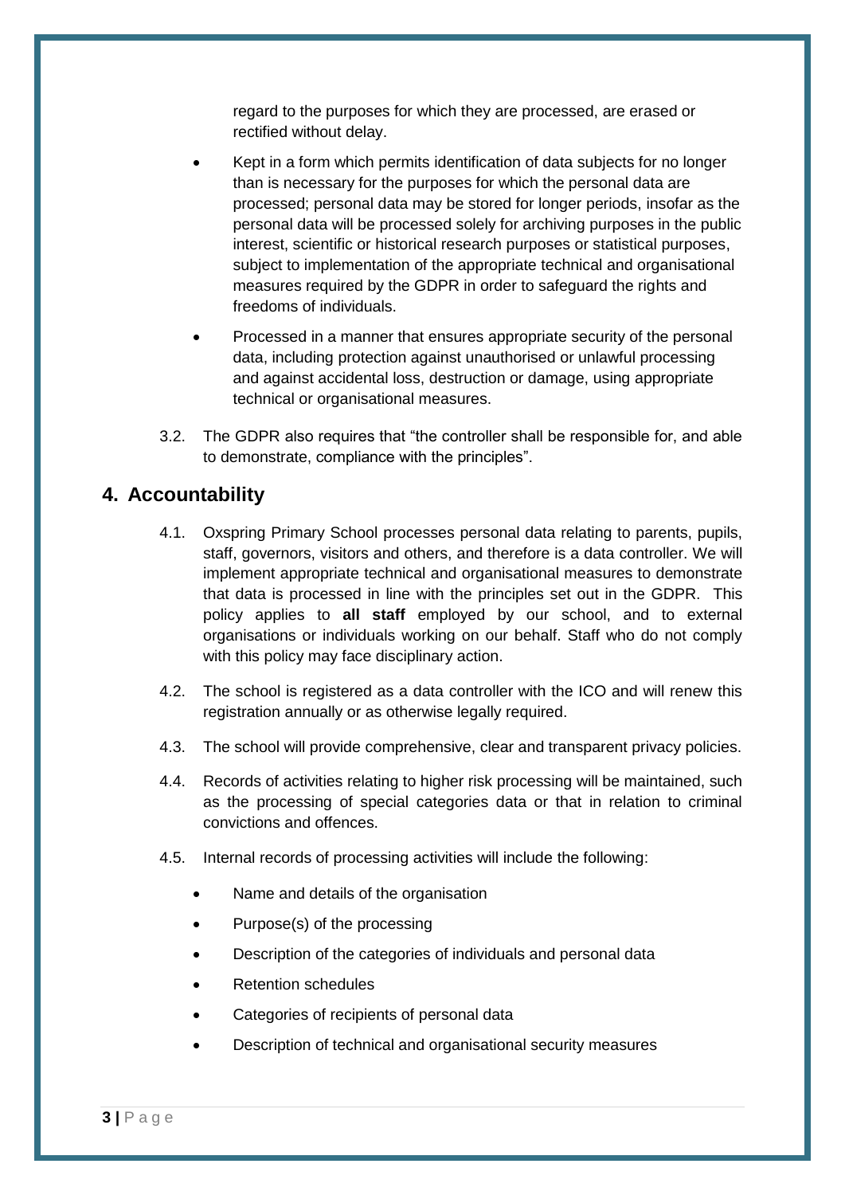regard to the purposes for which they are processed, are erased or rectified without delay.

- Kept in a form which permits identification of data subjects for no longer than is necessary for the purposes for which the personal data are processed; personal data may be stored for longer periods, insofar as the personal data will be processed solely for archiving purposes in the public interest, scientific or historical research purposes or statistical purposes, subject to implementation of the appropriate technical and organisational measures required by the GDPR in order to safeguard the rights and freedoms of individuals.
- Processed in a manner that ensures appropriate security of the personal data, including protection against unauthorised or unlawful processing and against accidental loss, destruction or damage, using appropriate technical or organisational measures.

3.2. The GDPR also requires that "the controller shall be responsible for, and able to demonstrate, compliance with the principles".

## 4. Accountability

4.1. Oxspring Primary School processes personal data relating to parents, pupils, staff, governors, visitors and others, and therefore is a data controller. We will implement appropriate technical and organisational measures to demonstrate that data is processed in line with the principles set out in the GDPR. This policy applies to **all staff** employed by our school, and to external organisations or individuals working on our behalf. Staff who do not comply with this policy may face disciplinary action.

4.2. The school is registered as a data controller with the ICO and will renew this registration annually or as otherwise legally required.

4.3. The school will provide comprehensive, clear and transparent privacy policies.

4.4. Records of activities relating to higher risk processing will be maintained, such as the processing of special categories data or that in relation to criminal convictions and offences.

4.5. Internal records of processing activities will include the following:

- Name and details of the organisation
- Purpose(s) of the processing
- Description of the categories of individuals and personal data
- Retention schedules
- Categories of recipients of personal data
- Description of technical and organisational security measures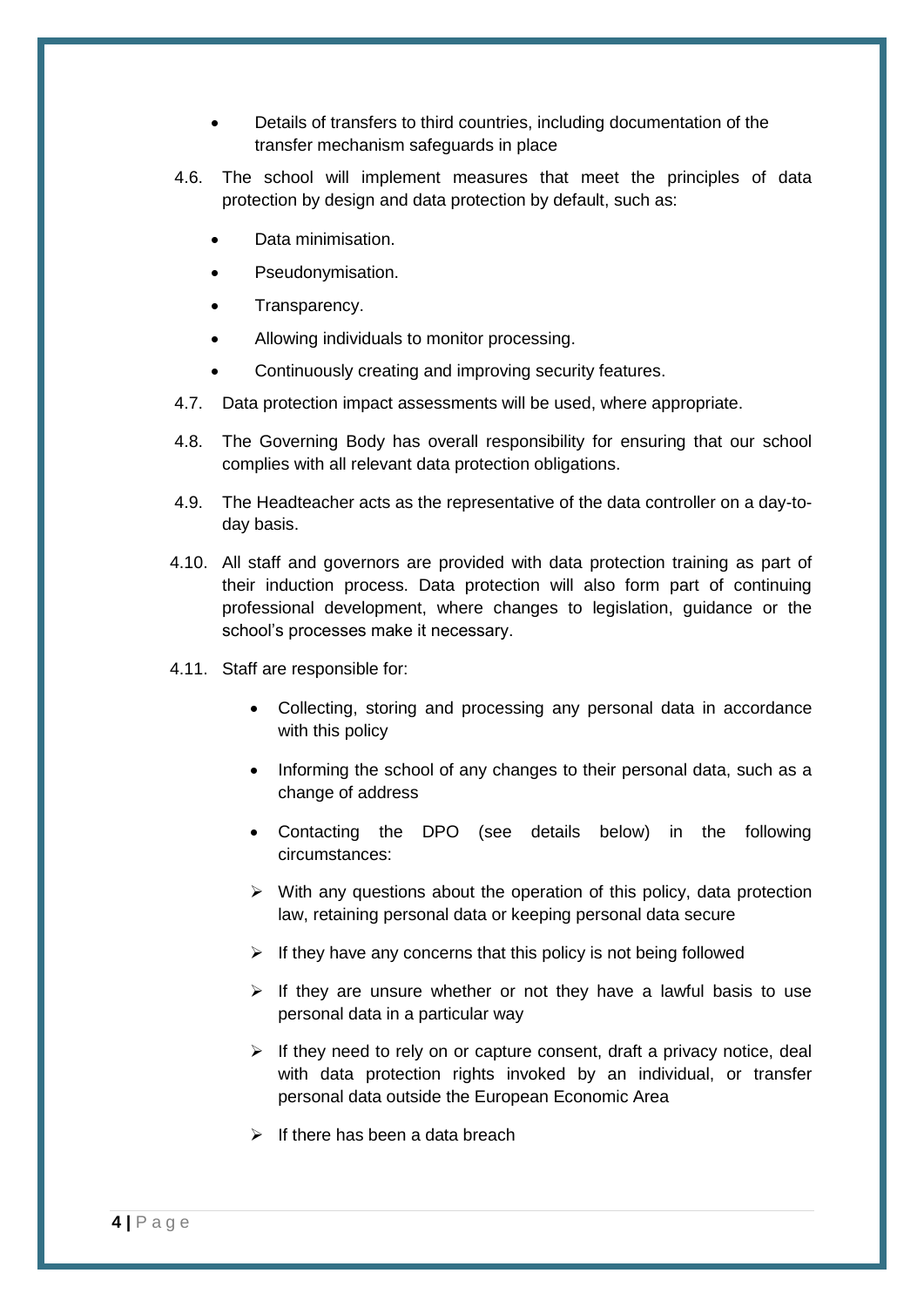- Details of transfers to third countries, including documentation of the transfer mechanism safeguards in place

4.6. The school will implement measures that meet the principles of data protection by design and data protection by default, such as:

- Data minimisation.
- Pseudonymisation.
- Transparency.
- Allowing individuals to monitor processing.
- Continuously creating and improving security features.

4.7. Data protection impact assessments will be used, where appropriate.

4.8. The Governing Body has overall responsibility for ensuring that our school complies with all relevant data protection obligations.

4.9. The Headteacher acts as the representative of the data controller on a day-to-day basis.

4.10. All staff and governors are provided with data protection training as part of their induction process. Data protection will also form part of continuing professional development, where changes to legislation, guidance or the school's processes make it necessary.

4.11. Staff are responsible for:

- Collecting, storing and processing any personal data in accordance with this policy
- Informing the school of any changes to their personal data, such as a change of address
- Contacting the DPO (see details below) in the following circumstances:
  - With any questions about the operation of this policy, data protection law, retaining personal data or keeping personal data secure
  - If they have any concerns that this policy is not being followed
  - If they are unsure whether or not they have a lawful basis to use personal data in a particular way
  - If they need to rely on or capture consent, draft a privacy notice, deal with data protection rights invoked by an individual, or transfer personal data outside the European Economic Area
  - If there has been a data breach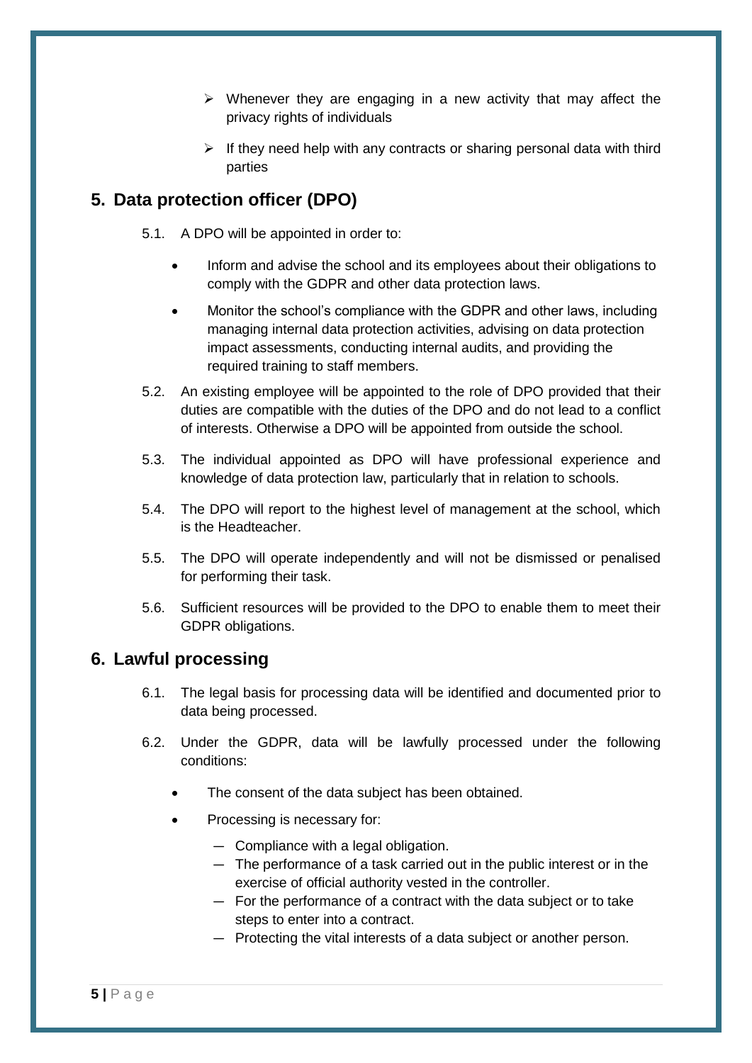- Whenever they are engaging in a new activity that may affect the privacy rights of individuals
- If they need help with any contracts or sharing personal data with third parties

## 5. Data protection officer (DPO)

5.1. A DPO will be appointed in order to:

- Inform and advise the school and its employees about their obligations to comply with the GDPR and other data protection laws.
- Monitor the school's compliance with the GDPR and other laws, including managing internal data protection activities, advising on data protection impact assessments, conducting internal audits, and providing the required training to staff members.

5.2. An existing employee will be appointed to the role of DPO provided that their duties are compatible with the duties of the DPO and do not lead to a conflict of interests. Otherwise a DPO will be appointed from outside the school.

5.3. The individual appointed as DPO will have professional experience and knowledge of data protection law, particularly that in relation to schools.

5.4. The DPO will report to the highest level of management at the school, which is the Headteacher.

5.5. The DPO will operate independently and will not be dismissed or penalised for performing their task.

5.6. Sufficient resources will be provided to the DPO to enable them to meet their GDPR obligations.

## 6. Lawful processing

6.1. The legal basis for processing data will be identified and documented prior to data being processed.

6.2. Under the GDPR, data will be lawfully processed under the following conditions:

- The consent of the data subject has been obtained.
- Processing is necessary for:
  - Compliance with a legal obligation.
  - The performance of a task carried out in the public interest or in the exercise of official authority vested in the controller.
  - For the performance of a contract with the data subject or to take steps to enter into a contract.
  - Protecting the vital interests of a data subject or another person.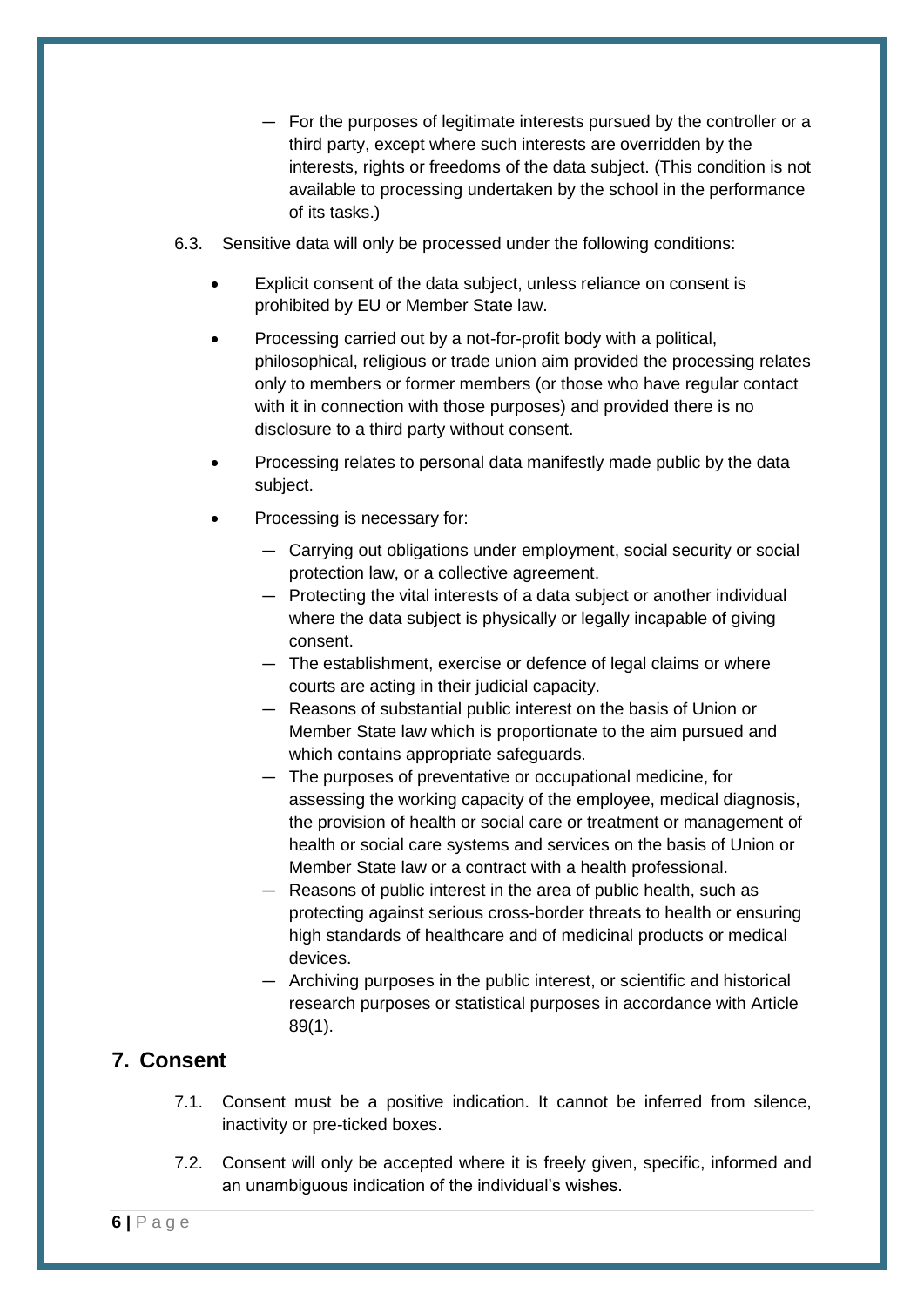- For the purposes of legitimate interests pursued by the controller or a third party, except where such interests are overridden by the interests, rights or freedoms of the data subject. (This condition is not available to processing undertaken by the school in the performance of its tasks.)

6.3. Sensitive data will only be processed under the following conditions:

- Explicit consent of the data subject, unless reliance on consent is prohibited by EU or Member State law.
- Processing carried out by a not-for-profit body with a political, philosophical, religious or trade union aim provided the processing relates only to members or former members (or those who have regular contact with it in connection with those purposes) and provided there is no disclosure to a third party without consent.
- Processing relates to personal data manifestly made public by the data subject.
- Processing is necessary for:
  - Carrying out obligations under employment, social security or social protection law, or a collective agreement.
  - Protecting the vital interests of a data subject or another individual where the data subject is physically or legally incapable of giving consent.
  - The establishment, exercise or defence of legal claims or where courts are acting in their judicial capacity.
  - Reasons of substantial public interest on the basis of Union or Member State law which is proportionate to the aim pursued and which contains appropriate safeguards.
  - The purposes of preventative or occupational medicine, for assessing the working capacity of the employee, medical diagnosis, the provision of health or social care or treatment or management of health or social care systems and services on the basis of Union or Member State law or a contract with a health professional.
  - Reasons of public interest in the area of public health, such as protecting against serious cross-border threats to health or ensuring high standards of healthcare and of medicinal products or medical devices.
  - Archiving purposes in the public interest, or scientific and historical research purposes or statistical purposes in accordance with Article 89(1).

## 7. Consent

7.1. Consent must be a positive indication. It cannot be inferred from silence, inactivity or pre-ticked boxes.

7.2. Consent will only be accepted where it is freely given, specific, informed and an unambiguous indication of the individual's wishes.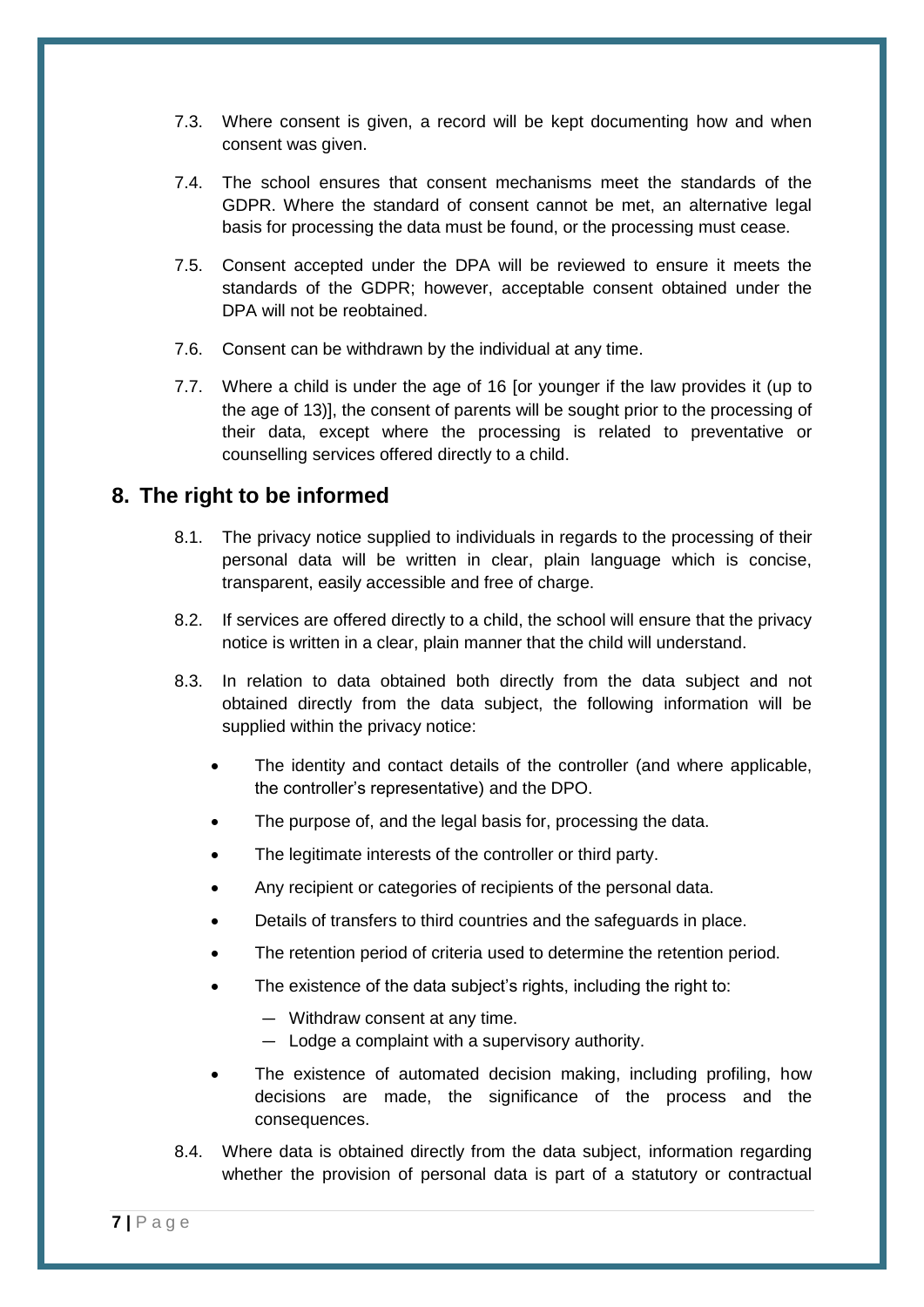7.3. Where consent is given, a record will be kept documenting how and when consent was given.

7.4. The school ensures that consent mechanisms meet the standards of the GDPR. Where the standard of consent cannot be met, an alternative legal basis for processing the data must be found, or the processing must cease.

7.5. Consent accepted under the DPA will be reviewed to ensure it meets the standards of the GDPR; however, acceptable consent obtained under the DPA will not be reobtained.

7.6. Consent can be withdrawn by the individual at any time.

7.7. Where a child is under the age of 16 [or younger if the law provides it (up to the age of 13)], the consent of parents will be sought prior to the processing of their data, except where the processing is related to preventative or counselling services offered directly to a child.

## 8. The right to be informed

8.1. The privacy notice supplied to individuals in regards to the processing of their personal data will be written in clear, plain language which is concise, transparent, easily accessible and free of charge.

8.2. If services are offered directly to a child, the school will ensure that the privacy notice is written in a clear, plain manner that the child will understand.

8.3. In relation to data obtained both directly from the data subject and not obtained directly from the data subject, the following information will be supplied within the privacy notice:

- The identity and contact details of the controller (and where applicable, the controller's representative) and the DPO.
- The purpose of, and the legal basis for, processing the data.
- The legitimate interests of the controller or third party.
- Any recipient or categories of recipients of the personal data.
- Details of transfers to third countries and the safeguards in place.
- The retention period of criteria used to determine the retention period.
- The existence of the data subject's rights, including the right to:
  - Withdraw consent at any time.
  - Lodge a complaint with a supervisory authority.
- The existence of automated decision making, including profiling, how decisions are made, the significance of the process and the consequences.

8.4. Where data is obtained directly from the data subject, information regarding whether the provision of personal data is part of a statutory or contractual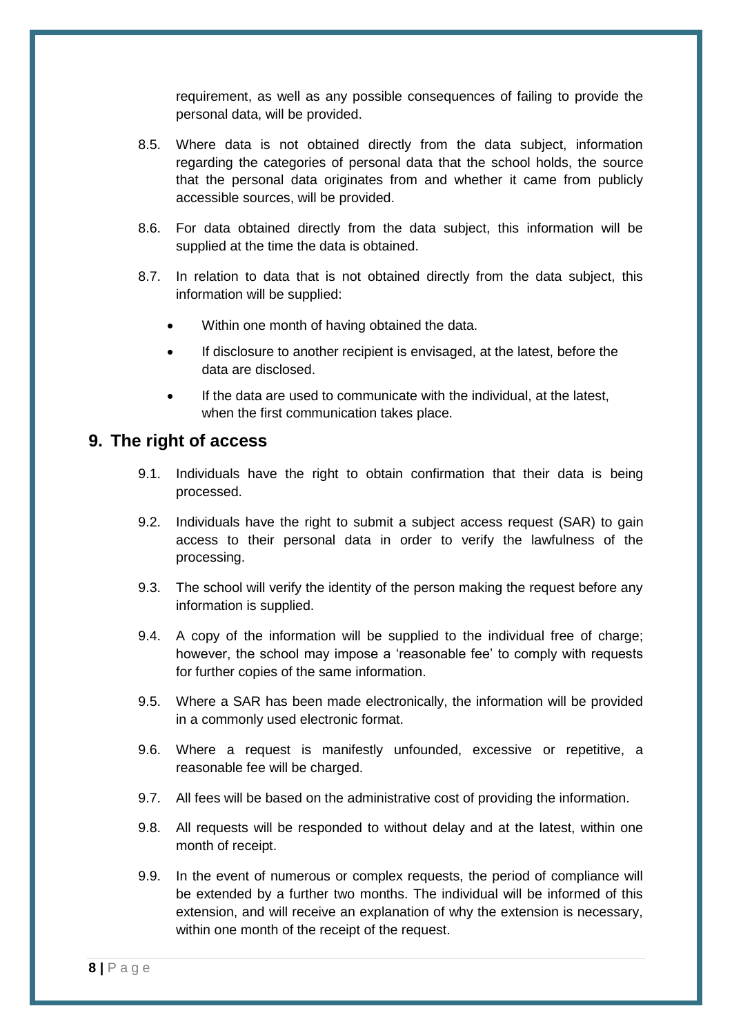requirement, as well as any possible consequences of failing to provide the personal data, will be provided.

8.5. Where data is not obtained directly from the data subject, information regarding the categories of personal data that the school holds, the source that the personal data originates from and whether it came from publicly accessible sources, will be provided.

8.6. For data obtained directly from the data subject, this information will be supplied at the time the data is obtained.

8.7. In relation to data that is not obtained directly from the data subject, this information will be supplied:

- Within one month of having obtained the data.
- If disclosure to another recipient is envisaged, at the latest, before the data are disclosed.
- If the data are used to communicate with the individual, at the latest, when the first communication takes place.

## 9. The right of access

9.1. Individuals have the right to obtain confirmation that their data is being processed.

9.2. Individuals have the right to submit a subject access request (SAR) to gain access to their personal data in order to verify the lawfulness of the processing.

9.3. The school will verify the identity of the person making the request before any information is supplied.

9.4. A copy of the information will be supplied to the individual free of charge; however, the school may impose a 'reasonable fee' to comply with requests for further copies of the same information.

9.5. Where a SAR has been made electronically, the information will be provided in a commonly used electronic format.

9.6. Where a request is manifestly unfounded, excessive or repetitive, a reasonable fee will be charged.

9.7. All fees will be based on the administrative cost of providing the information.

9.8. All requests will be responded to without delay and at the latest, within one month of receipt.

9.9. In the event of numerous or complex requests, the period of compliance will be extended by a further two months. The individual will be informed of this extension, and will receive an explanation of why the extension is necessary, within one month of the receipt of the request.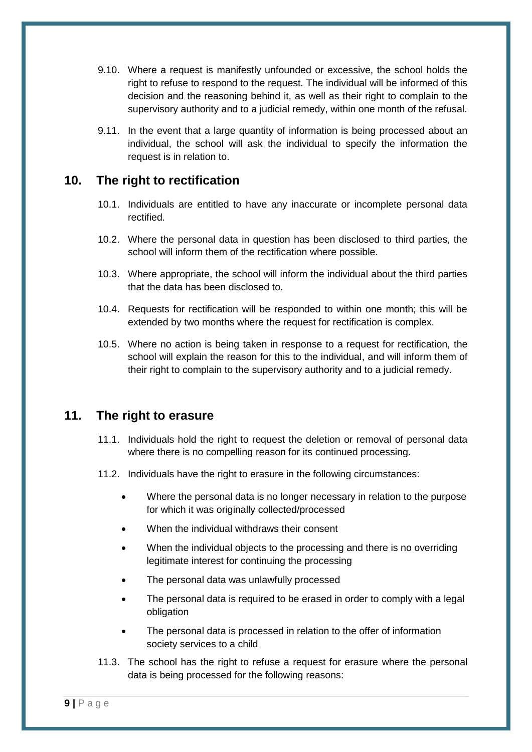9.10. Where a request is manifestly unfounded or excessive, the school holds the right to refuse to respond to the request. The individual will be informed of this decision and the reasoning behind it, as well as their right to complain to the supervisory authority and to a judicial remedy, within one month of the refusal.

9.11. In the event that a large quantity of information is being processed about an individual, the school will ask the individual to specify the information the request is in relation to.

## 10. The right to rectification

10.1. Individuals are entitled to have any inaccurate or incomplete personal data rectified.

10.2. Where the personal data in question has been disclosed to third parties, the school will inform them of the rectification where possible.

10.3. Where appropriate, the school will inform the individual about the third parties that the data has been disclosed to.

10.4. Requests for rectification will be responded to within one month; this will be extended by two months where the request for rectification is complex.

10.5. Where no action is being taken in response to a request for rectification, the school will explain the reason for this to the individual, and will inform them of their right to complain to the supervisory authority and to a judicial remedy.

## 11. The right to erasure

11.1. Individuals hold the right to request the deletion or removal of personal data where there is no compelling reason for its continued processing.

11.2. Individuals have the right to erasure in the following circumstances:

- Where the personal data is no longer necessary in relation to the purpose for which it was originally collected/processed
- When the individual withdraws their consent
- When the individual objects to the processing and there is no overriding legitimate interest for continuing the processing
- The personal data was unlawfully processed
- The personal data is required to be erased in order to comply with a legal obligation
- The personal data is processed in relation to the offer of information society services to a child

11.3. The school has the right to refuse a request for erasure where the personal data is being processed for the following reasons: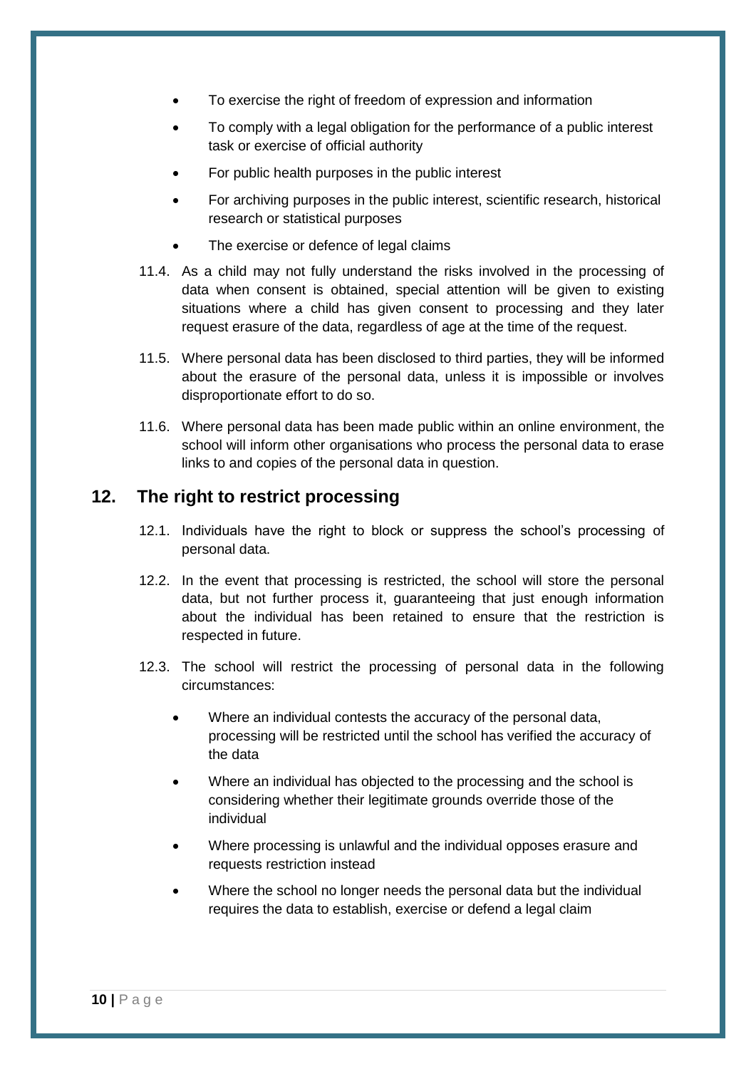- To exercise the right of freedom of expression and information
- To comply with a legal obligation for the performance of a public interest task or exercise of official authority
- For public health purposes in the public interest
- For archiving purposes in the public interest, scientific research, historical research or statistical purposes
- The exercise or defence of legal claims

11.4. As a child may not fully understand the risks involved in the processing of data when consent is obtained, special attention will be given to existing situations where a child has given consent to processing and they later request erasure of the data, regardless of age at the time of the request.

11.5. Where personal data has been disclosed to third parties, they will be informed about the erasure of the personal data, unless it is impossible or involves disproportionate effort to do so.

11.6. Where personal data has been made public within an online environment, the school will inform other organisations who process the personal data to erase links to and copies of the personal data in question.

## 12. The right to restrict processing

12.1. Individuals have the right to block or suppress the school's processing of personal data.

12.2. In the event that processing is restricted, the school will store the personal data, but not further process it, guaranteeing that just enough information about the individual has been retained to ensure that the restriction is respected in future.

12.3. The school will restrict the processing of personal data in the following circumstances:

- Where an individual contests the accuracy of the personal data, processing will be restricted until the school has verified the accuracy of the data
- Where an individual has objected to the processing and the school is considering whether their legitimate grounds override those of the individual
- Where processing is unlawful and the individual opposes erasure and requests restriction instead
- Where the school no longer needs the personal data but the individual requires the data to establish, exercise or defend a legal claim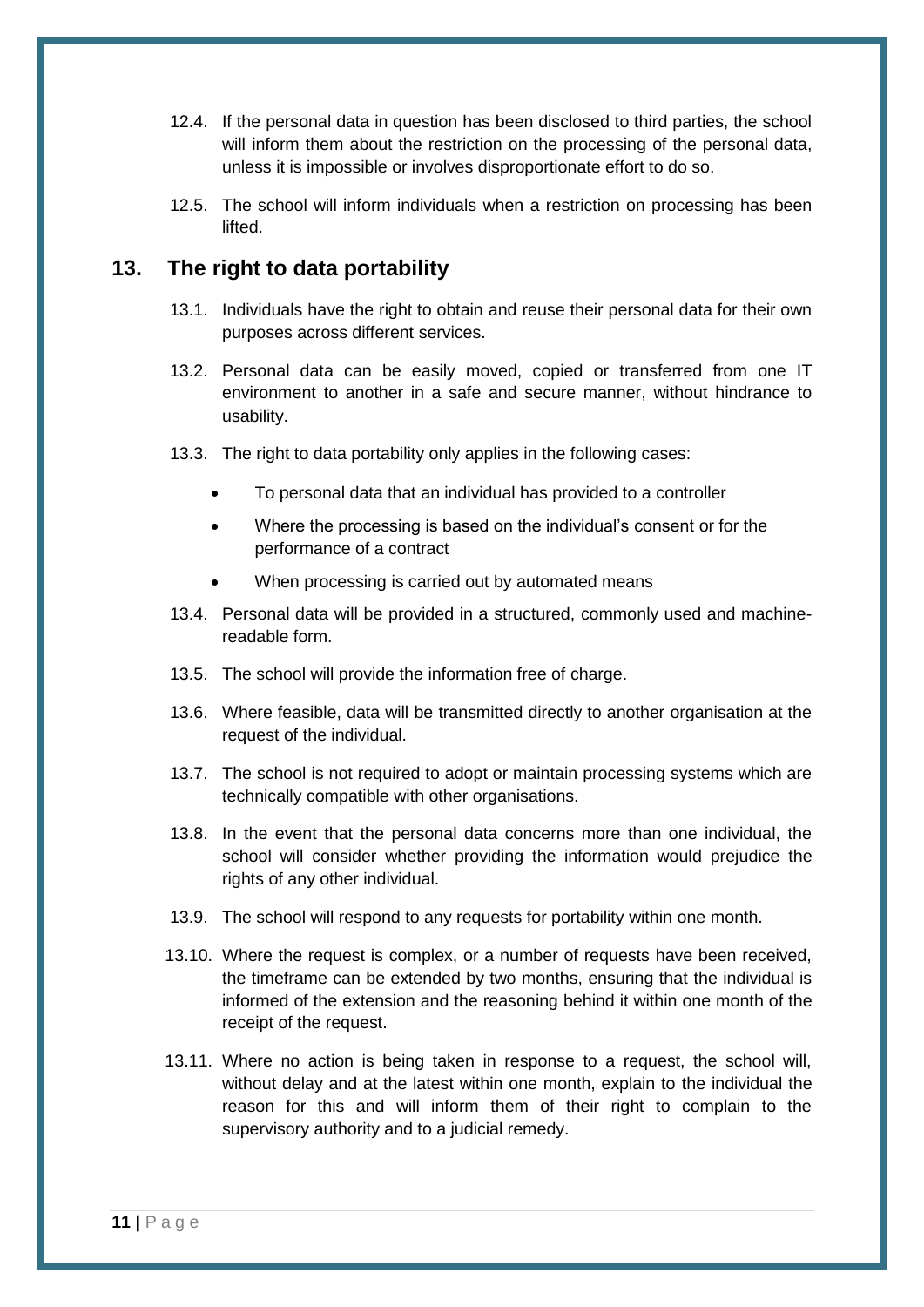12.4. If the personal data in question has been disclosed to third parties, the school will inform them about the restriction on the processing of the personal data, unless it is impossible or involves disproportionate effort to do so.

12.5. The school will inform individuals when a restriction on processing has been lifted.

## 13. The right to data portability

13.1. Individuals have the right to obtain and reuse their personal data for their own purposes across different services.

13.2. Personal data can be easily moved, copied or transferred from one IT environment to another in a safe and secure manner, without hindrance to usability.

13.3. The right to data portability only applies in the following cases:

- To personal data that an individual has provided to a controller
- Where the processing is based on the individual's consent or for the performance of a contract
- When processing is carried out by automated means

13.4. Personal data will be provided in a structured, commonly used and machine-readable form.

13.5. The school will provide the information free of charge.

13.6. Where feasible, data will be transmitted directly to another organisation at the request of the individual.

13.7. The school is not required to adopt or maintain processing systems which are technically compatible with other organisations.

13.8. In the event that the personal data concerns more than one individual, the school will consider whether providing the information would prejudice the rights of any other individual.

13.9. The school will respond to any requests for portability within one month.

13.10. Where the request is complex, or a number of requests have been received, the timeframe can be extended by two months, ensuring that the individual is informed of the extension and the reasoning behind it within one month of the receipt of the request.

13.11. Where no action is being taken in response to a request, the school will, without delay and at the latest within one month, explain to the individual the reason for this and will inform them of their right to complain to the supervisory authority and to a judicial remedy.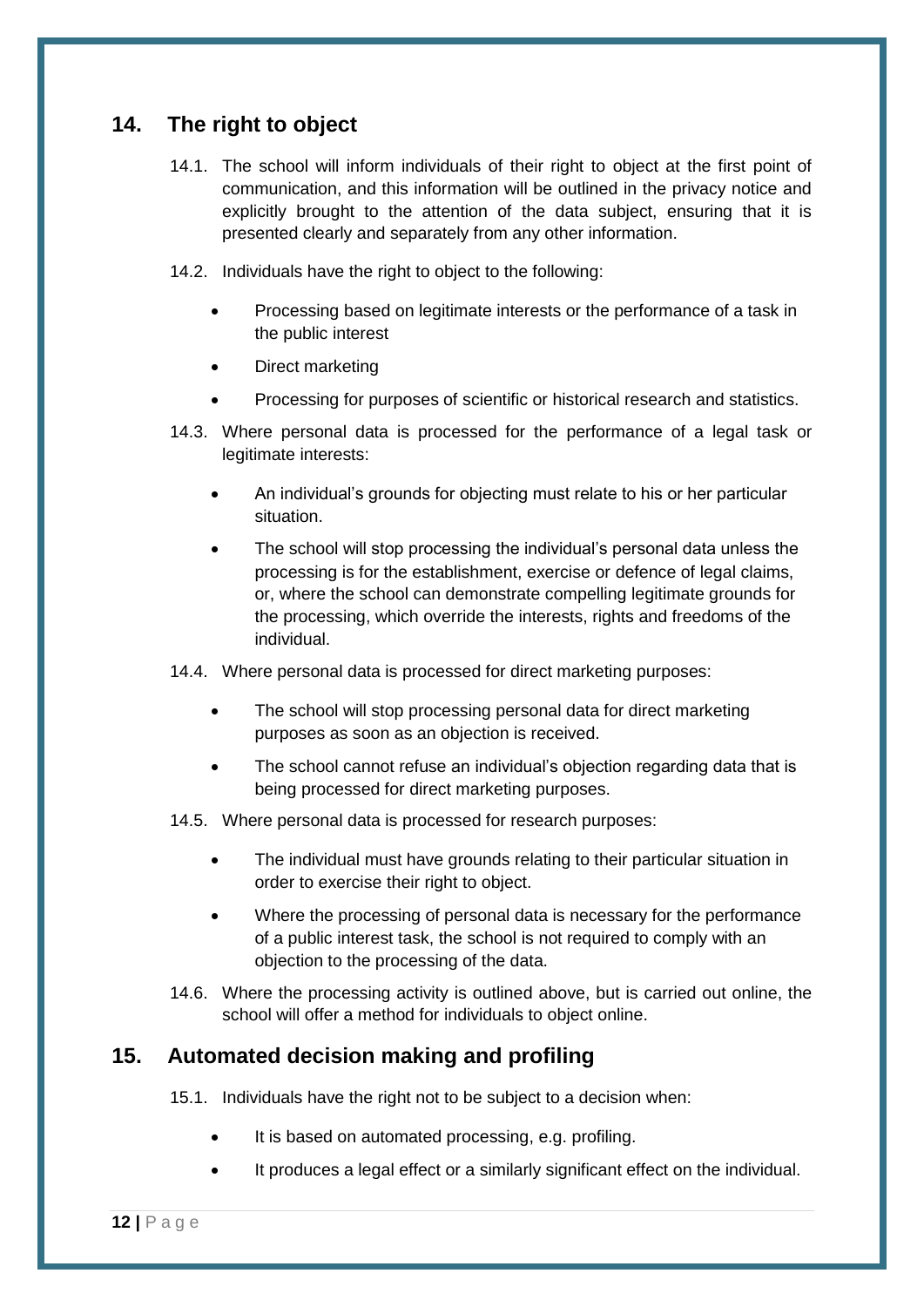## 14. The right to object

14.1. The school will inform individuals of their right to object at the first point of communication, and this information will be outlined in the privacy notice and explicitly brought to the attention of the data subject, ensuring that it is presented clearly and separately from any other information.

14.2. Individuals have the right to object to the following:

- Processing based on legitimate interests or the performance of a task in the public interest
- Direct marketing
- Processing for purposes of scientific or historical research and statistics.

14.3. Where personal data is processed for the performance of a legal task or legitimate interests:

- An individual's grounds for objecting must relate to his or her particular situation.
- The school will stop processing the individual's personal data unless the processing is for the establishment, exercise or defence of legal claims, or, where the school can demonstrate compelling legitimate grounds for the processing, which override the interests, rights and freedoms of the individual.

14.4. Where personal data is processed for direct marketing purposes:

- The school will stop processing personal data for direct marketing purposes as soon as an objection is received.
- The school cannot refuse an individual's objection regarding data that is being processed for direct marketing purposes.

14.5. Where personal data is processed for research purposes:

- The individual must have grounds relating to their particular situation in order to exercise their right to object.
- Where the processing of personal data is necessary for the performance of a public interest task, the school is not required to comply with an objection to the processing of the data.

14.6. Where the processing activity is outlined above, but is carried out online, the school will offer a method for individuals to object online.

## 15. Automated decision making and profiling

15.1. Individuals have the right not to be subject to a decision when:

- It is based on automated processing, e.g. profiling.
- It produces a legal effect or a similarly significant effect on the individual.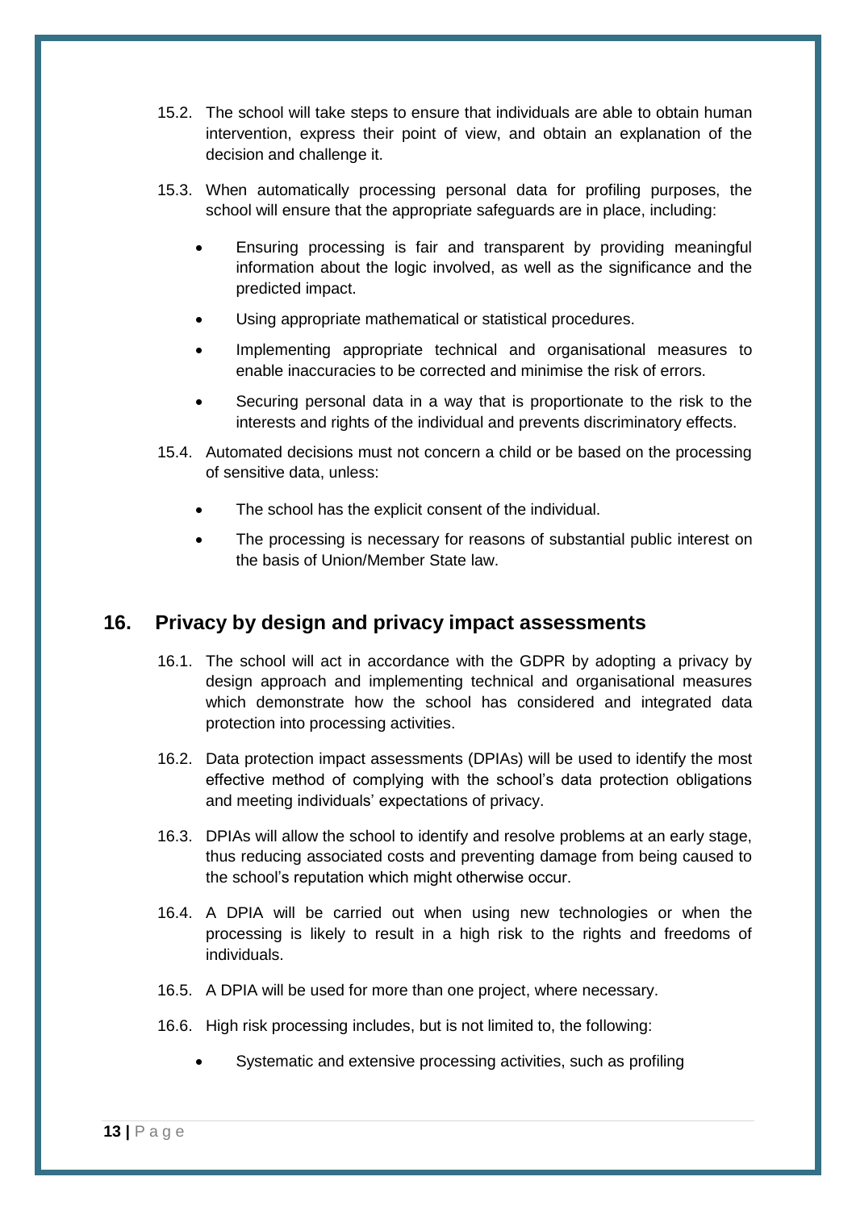15.2. The school will take steps to ensure that individuals are able to obtain human intervention, express their point of view, and obtain an explanation of the decision and challenge it.

15.3. When automatically processing personal data for profiling purposes, the school will ensure that the appropriate safeguards are in place, including:

- Ensuring processing is fair and transparent by providing meaningful information about the logic involved, as well as the significance and the predicted impact.
- Using appropriate mathematical or statistical procedures.
- Implementing appropriate technical and organisational measures to enable inaccuracies to be corrected and minimise the risk of errors.
- Securing personal data in a way that is proportionate to the risk to the interests and rights of the individual and prevents discriminatory effects.

15.4. Automated decisions must not concern a child or be based on the processing of sensitive data, unless:

- The school has the explicit consent of the individual.
- The processing is necessary for reasons of substantial public interest on the basis of Union/Member State law.

## 16. Privacy by design and privacy impact assessments

16.1. The school will act in accordance with the GDPR by adopting a privacy by design approach and implementing technical and organisational measures which demonstrate how the school has considered and integrated data protection into processing activities.

16.2. Data protection impact assessments (DPIAs) will be used to identify the most effective method of complying with the school's data protection obligations and meeting individuals' expectations of privacy.

16.3. DPIAs will allow the school to identify and resolve problems at an early stage, thus reducing associated costs and preventing damage from being caused to the school's reputation which might otherwise occur.

16.4. A DPIA will be carried out when using new technologies or when the processing is likely to result in a high risk to the rights and freedoms of individuals.

16.5. A DPIA will be used for more than one project, where necessary.

16.6. High risk processing includes, but is not limited to, the following:

- Systematic and extensive processing activities, such as profiling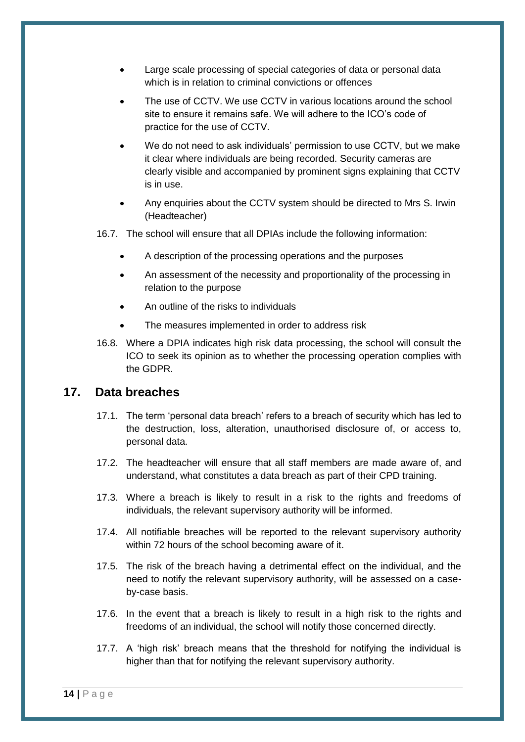- Large scale processing of special categories of data or personal data which is in relation to criminal convictions or offences
- The use of CCTV. We use CCTV in various locations around the school site to ensure it remains safe. We will adhere to the ICO's code of practice for the use of CCTV.
- We do not need to ask individuals' permission to use CCTV, but we make it clear where individuals are being recorded. Security cameras are clearly visible and accompanied by prominent signs explaining that CCTV is in use.
- Any enquiries about the CCTV system should be directed to Mrs S. Irwin (Headteacher)

16.7. The school will ensure that all DPIAs include the following information:

- A description of the processing operations and the purposes
- An assessment of the necessity and proportionality of the processing in relation to the purpose
- An outline of the risks to individuals
- The measures implemented in order to address risk

16.8. Where a DPIA indicates high risk data processing, the school will consult the ICO to seek its opinion as to whether the processing operation complies with the GDPR.

## 17. Data breaches

17.1. The term 'personal data breach' refers to a breach of security which has led to the destruction, loss, alteration, unauthorised disclosure of, or access to, personal data.

17.2. The headteacher will ensure that all staff members are made aware of, and understand, what constitutes a data breach as part of their CPD training.

17.3. Where a breach is likely to result in a risk to the rights and freedoms of individuals, the relevant supervisory authority will be informed.

17.4. All notifiable breaches will be reported to the relevant supervisory authority within 72 hours of the school becoming aware of it.

17.5. The risk of the breach having a detrimental effect on the individual, and the need to notify the relevant supervisory authority, will be assessed on a case-by-case basis.

17.6. In the event that a breach is likely to result in a high risk to the rights and freedoms of an individual, the school will notify those concerned directly.

17.7. A 'high risk' breach means that the threshold for notifying the individual is higher than that for notifying the relevant supervisory authority.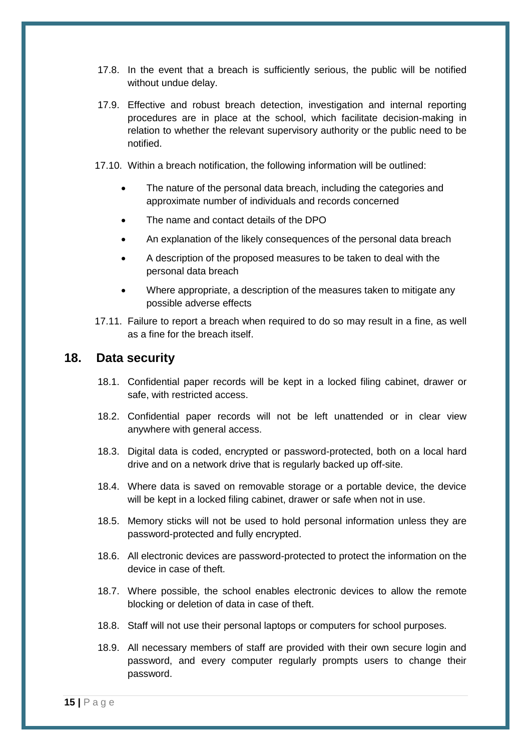17.8. In the event that a breach is sufficiently serious, the public will be notified without undue delay.

17.9. Effective and robust breach detection, investigation and internal reporting procedures are in place at the school, which facilitate decision-making in relation to whether the relevant supervisory authority or the public need to be notified.

17.10. Within a breach notification, the following information will be outlined:

- The nature of the personal data breach, including the categories and approximate number of individuals and records concerned
- The name and contact details of the DPO
- An explanation of the likely consequences of the personal data breach
- A description of the proposed measures to be taken to deal with the personal data breach
- Where appropriate, a description of the measures taken to mitigate any possible adverse effects

17.11. Failure to report a breach when required to do so may result in a fine, as well as a fine for the breach itself.

## 18. Data security

18.1. Confidential paper records will be kept in a locked filing cabinet, drawer or safe, with restricted access.

18.2. Confidential paper records will not be left unattended or in clear view anywhere with general access.

18.3. Digital data is coded, encrypted or password-protected, both on a local hard drive and on a network drive that is regularly backed up off-site.

18.4. Where data is saved on removable storage or a portable device, the device will be kept in a locked filing cabinet, drawer or safe when not in use.

18.5. Memory sticks will not be used to hold personal information unless they are password-protected and fully encrypted.

18.6. All electronic devices are password-protected to protect the information on the device in case of theft.

18.7. Where possible, the school enables electronic devices to allow the remote blocking or deletion of data in case of theft.

18.8. Staff will not use their personal laptops or computers for school purposes.

18.9. All necessary members of staff are provided with their own secure login and password, and every computer regularly prompts users to change their password.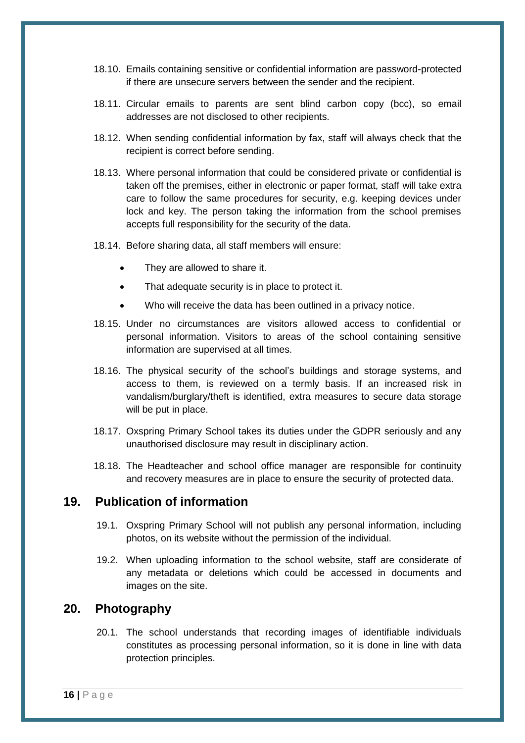18.10. Emails containing sensitive or confidential information are password-protected if there are unsecure servers between the sender and the recipient.

18.11. Circular emails to parents are sent blind carbon copy (bcc), so email addresses are not disclosed to other recipients.

18.12. When sending confidential information by fax, staff will always check that the recipient is correct before sending.

18.13. Where personal information that could be considered private or confidential is taken off the premises, either in electronic or paper format, staff will take extra care to follow the same procedures for security, e.g. keeping devices under lock and key. The person taking the information from the school premises accepts full responsibility for the security of the data.

18.14. Before sharing data, all staff members will ensure:

- They are allowed to share it.
- That adequate security is in place to protect it.
- Who will receive the data has been outlined in a privacy notice.

18.15. Under no circumstances are visitors allowed access to confidential or personal information. Visitors to areas of the school containing sensitive information are supervised at all times.

18.16. The physical security of the school's buildings and storage systems, and access to them, is reviewed on a termly basis. If an increased risk in vandalism/burglary/theft is identified, extra measures to secure data storage will be put in place.

18.17. Oxspring Primary School takes its duties under the GDPR seriously and any unauthorised disclosure may result in disciplinary action.

18.18. The Headteacher and school office manager are responsible for continuity and recovery measures are in place to ensure the security of protected data.

## 19. Publication of information

19.1. Oxspring Primary School will not publish any personal information, including photos, on its website without the permission of the individual.

19.2. When uploading information to the school website, staff are considerate of any metadata or deletions which could be accessed in documents and images on the site.

## 20. Photography

20.1. The school understands that recording images of identifiable individuals constitutes as processing personal information, so it is done in line with data protection principles.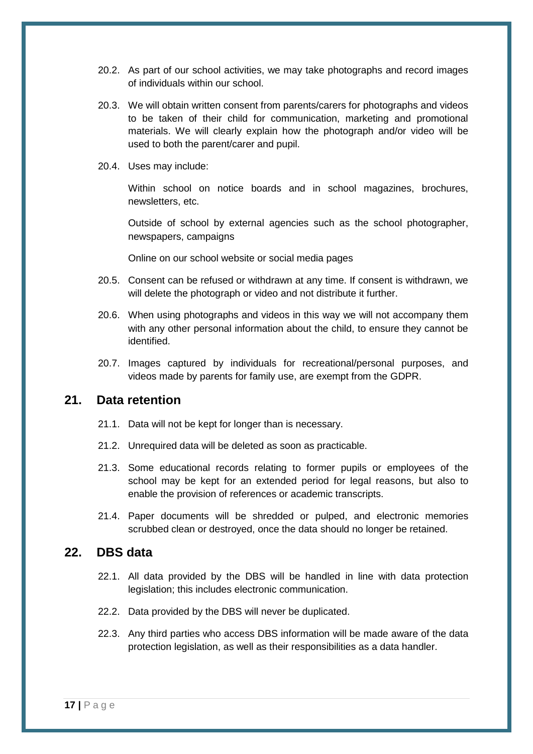20.2. As part of our school activities, we may take photographs and record images of individuals within our school.

20.3. We will obtain written consent from parents/carers for photographs and videos to be taken of their child for communication, marketing and promotional materials. We will clearly explain how the photograph and/or video will be used to both the parent/carer and pupil.

20.4. Uses may include:

Within school on notice boards and in school magazines, brochures, newsletters, etc.

Outside of school by external agencies such as the school photographer, newspapers, campaigns

Online on our school website or social media pages

20.5. Consent can be refused or withdrawn at any time. If consent is withdrawn, we will delete the photograph or video and not distribute it further.

20.6. When using photographs and videos in this way we will not accompany them with any other personal information about the child, to ensure they cannot be identified.

20.7. Images captured by individuals for recreational/personal purposes, and videos made by parents for family use, are exempt from the GDPR.

## 21. Data retention

21.1. Data will not be kept for longer than is necessary.

21.2. Unrequired data will be deleted as soon as practicable.

21.3. Some educational records relating to former pupils or employees of the school may be kept for an extended period for legal reasons, but also to enable the provision of references or academic transcripts.

21.4. Paper documents will be shredded or pulped, and electronic memories scrubbed clean or destroyed, once the data should no longer be retained.

## 22. DBS data

22.1. All data provided by the DBS will be handled in line with data protection legislation; this includes electronic communication.

22.2. Data provided by the DBS will never be duplicated.

22.3. Any third parties who access DBS information will be made aware of the data protection legislation, as well as their responsibilities as a data handler.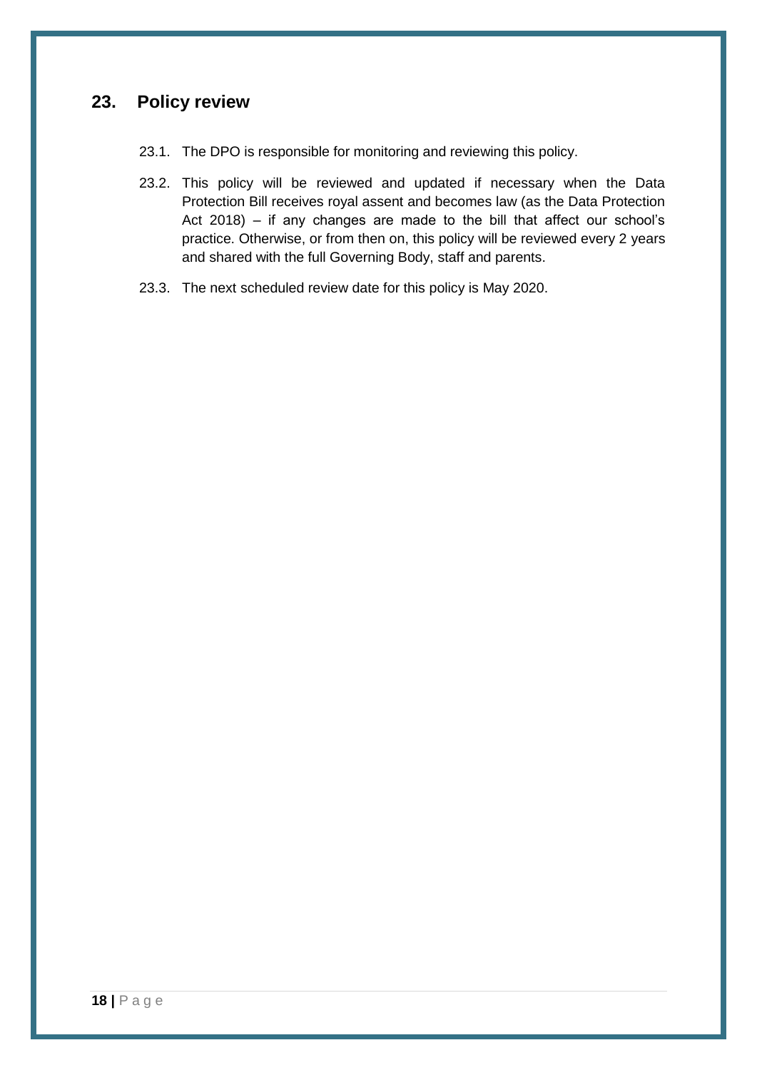## 23. Policy review

23.1. The DPO is responsible for monitoring and reviewing this policy.

23.2. This policy will be reviewed and updated if necessary when the Data Protection Bill receives royal assent and becomes law (as the Data Protection Act 2018) – if any changes are made to the bill that affect our school's practice. Otherwise, or from then on, this policy will be reviewed every 2 years and shared with the full Governing Body, staff and parents.

23.3. The next scheduled review date for this policy is May 2020.